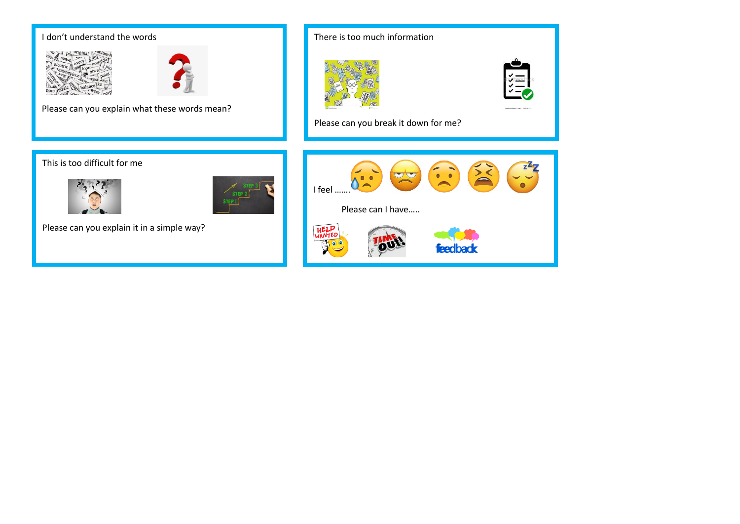I don't understand the words

Please can you explain what these words mean?

There is too much information

Please can you break it down for me?

This is too difficult for me

Please can you explain it in a simple way?

I feel .......

Please can I have.....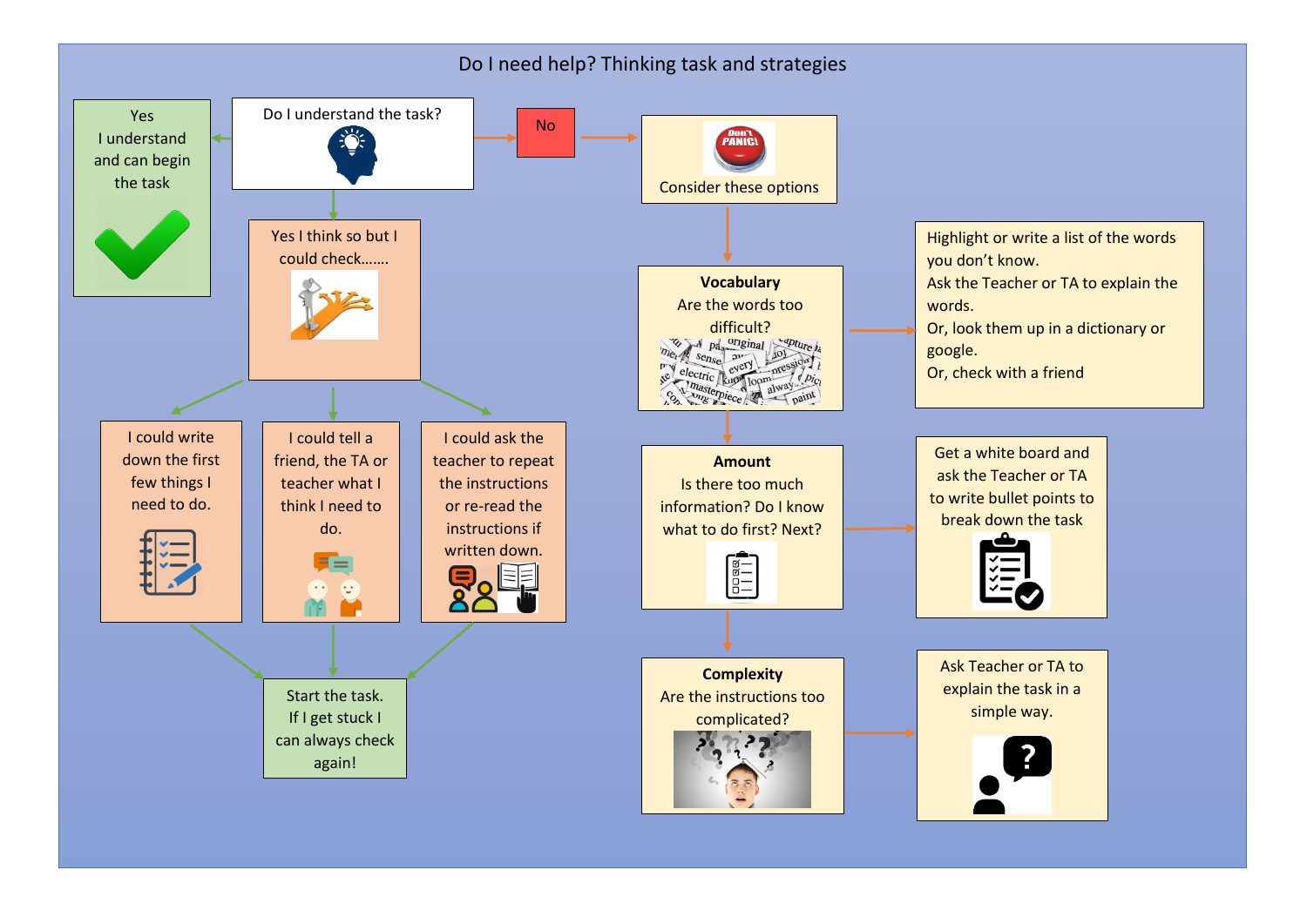# Do I need help? Thinking task and strategies

**Do I understand the task?**

Yes
I understand and can begin the task

Yes I think so but I could check…….

I could write down the first few things I need to do.

I could tell a friend, the TA or teacher what I think I need to do.

I could ask the teacher to repeat the instructions or re-read the instructions if written down.

Start the task.
If I get stuck I can always check again!

No

Consider these options

**Vocabulary**
Are the words too difficult?

Highlight or write a list of the words you don't know.
Ask the Teacher or TA to explain the words.
Or, look them up in a dictionary or google.
Or, check with a friend

**Amount**
Is there too much information? Do I know what to do first? Next?

Get a white board and ask the Teacher or TA to write bullet points to break down the task

**Complexity**
Are the instructions too complicated?

Ask Teacher or TA to explain the task in a simple way.